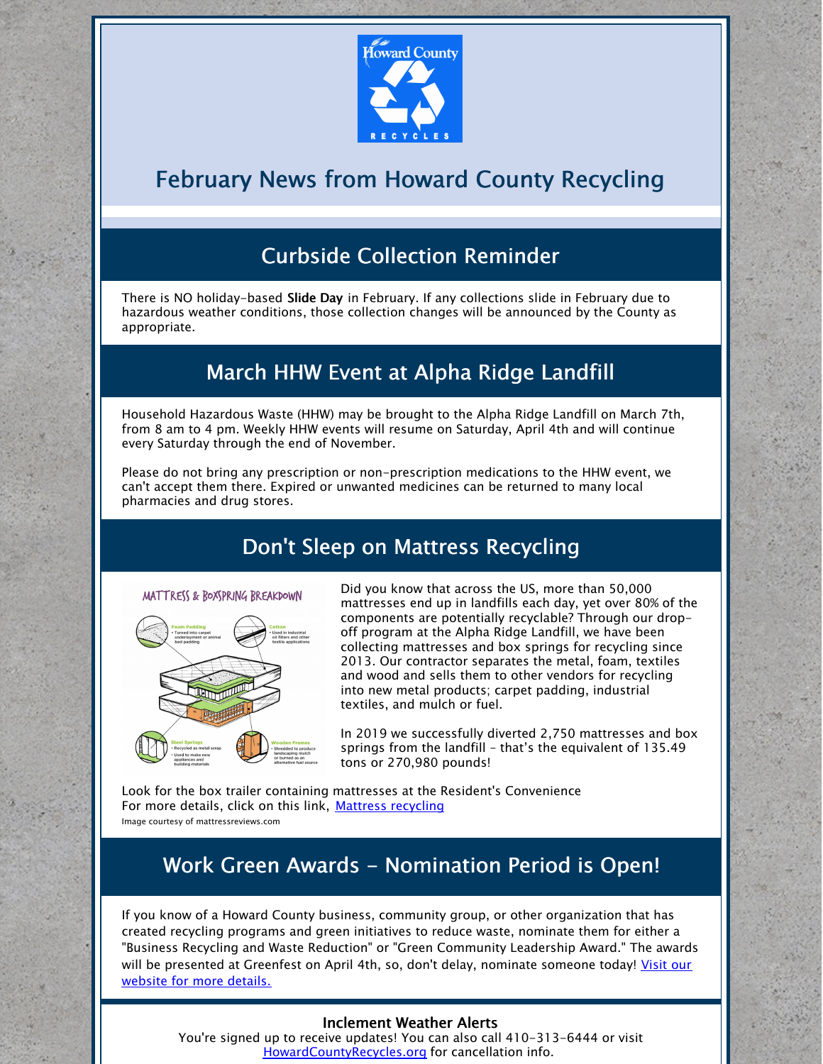# February News from Howard County Recycling

## Curbside Collection Reminder

There is NO holiday-based **Slide Day** in February. If any collections slide in February due to hazardous weather conditions, those collection changes will be announced by the County as appropriate.

## March HHW Event at Alpha Ridge Landfill

Household Hazardous Waste (HHW) may be brought to the Alpha Ridge Landfill on March 7th, from 8 am to 4 pm. Weekly HHW events will resume on Saturday, April 4th and will continue every Saturday through the end of November.

Please do not bring any prescription or non-prescription medications to the HHW event, we can't accept them there. Expired or unwanted medicines can be returned to many local pharmacies and drug stores.

## Don't Sleep on Mattress Recycling

Did you know that across the US, more than 50,000 mattresses end up in landfills each day, yet over 80% of the components are potentially recyclable? Through our drop-off program at the Alpha Ridge Landfill, we have been collecting mattresses and box springs for recycling since 2013. Our contractor separates the metal, foam, textiles and wood and sells them to other vendors for recycling into new metal products; carpet padding, industrial textiles, and mulch or fuel.

In 2019 we successfully diverted 2,750 mattresses and box springs from the landfill - that's the equivalent of 135.49 tons or 270,980 pounds!

Look for the box trailer containing mattresses at the Resident's Convenience
For more details, click on this link, [Mattress recycling]

Image courtesy of mattressreviews.com

## Work Green Awards - Nomination Period is Open!

If you know of a Howard County business, community group, or other organization that has created recycling programs and green initiatives to reduce waste, nominate them for either a "Business Recycling and Waste Reduction" or "Green Community Leadership Award." The awards will be presented at Greenfest on April 4th, so, don't delay, nominate someone today! [Visit our website for more details.]

**Inclement Weather Alerts**

You're signed up to receive updates! You can also call 410-313-6444 or visit HowardCountyRecycles.org for cancellation info.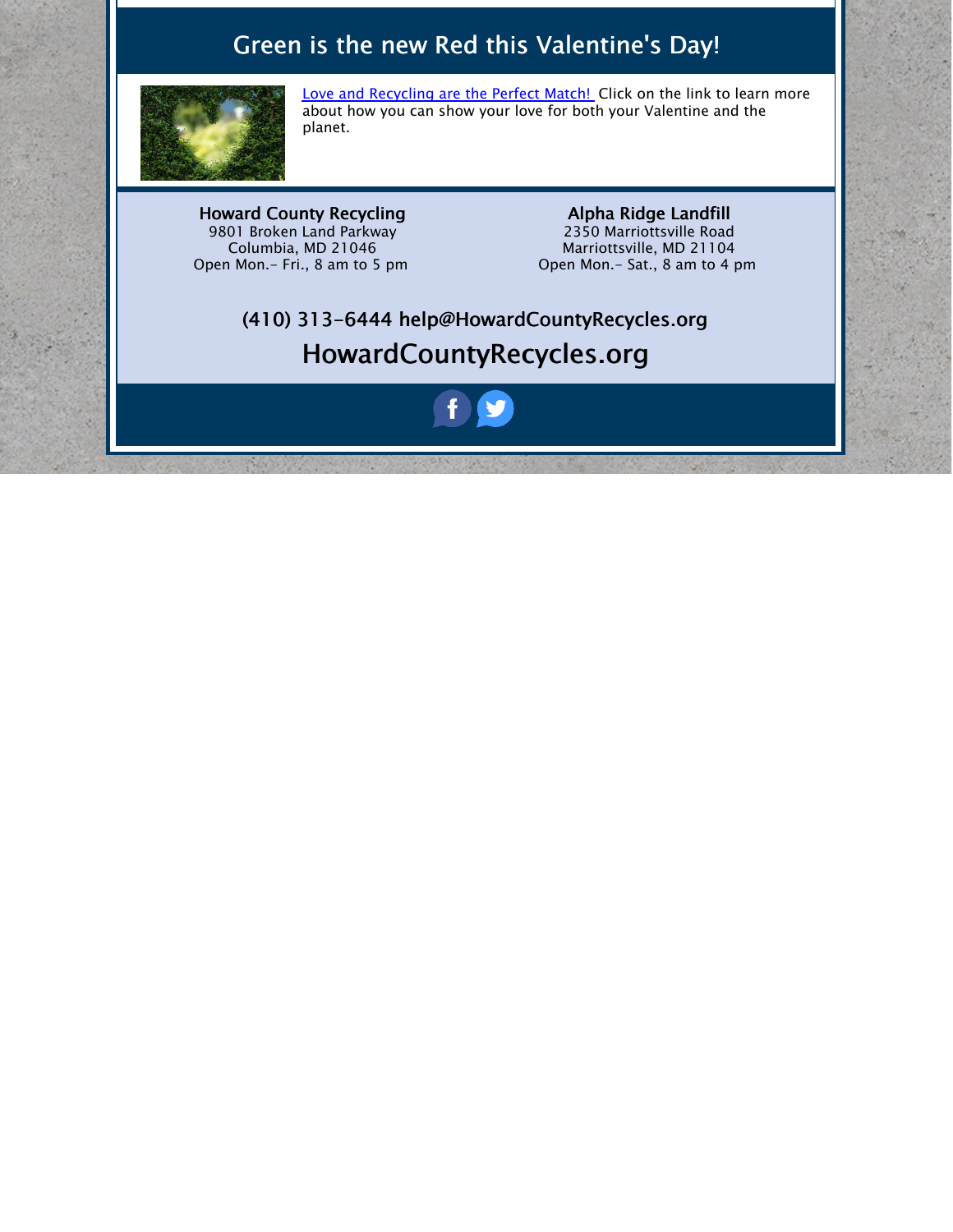## Green is the new Red this Valentine's Day!

Love and Recycling are the Perfect Match! Click on the link to learn more about how you can show your love for both your Valentine and the planet.

**Howard County Recycling**
9801 Broken Land Parkway
Columbia, MD 21046
Open Mon.- Fri., 8 am to 5 pm

**Alpha Ridge Landfill**
2350 Marriottsville Road
Marriottsville, MD 21104
Open Mon.- Sat., 8 am to 4 pm

(410) 313-6444 help@HowardCountyRecycles.org

HowardCountyRecycles.org